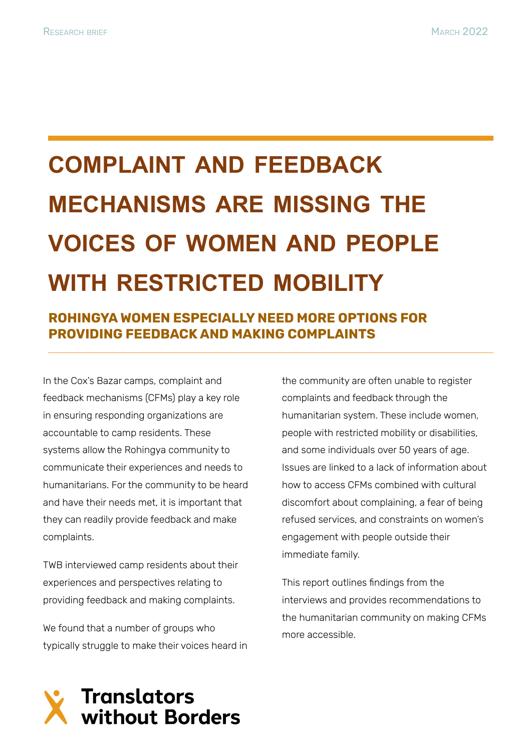# COMPLAINT AND FEEDBACK MECHANISMS ARE MISSING THE VOICES OF WOMEN AND PEOPLE WITH RESTRICTED MOBILITY

## ROHINGYA WOMEN ESPECIALLY NEED MORE OPTIONS FOR PROVIDING FEEDBACK AND MAKING COMPLAINTS

In the Cox's Bazar camps, complaint and feedback mechanisms (CFMs) play a key role in ensuring responding organizations are accountable to camp residents. These systems allow the Rohingya community to communicate their experiences and needs to humanitarians. For the community to be heard and have their needs met, it is important that they can readily provide feedback and make complaints.

TWB interviewed camp residents about their experiences and perspectives relating to providing feedback and making complaints.

We found that a number of groups who typically struggle to make their voices heard in the community are often unable to register complaints and feedback through the humanitarian system. These include women, people with restricted mobility or disabilities, and some individuals over 50 years of age. Issues are linked to a lack of information about how to access CFMs combined with cultural discomfort about complaining, a fear of being refused services, and constraints on women's engagement with people outside their immediate family.

This report outlines findings from the interviews and provides recommendations to the humanitarian community on making CFMs more accessible.

Translators without Borders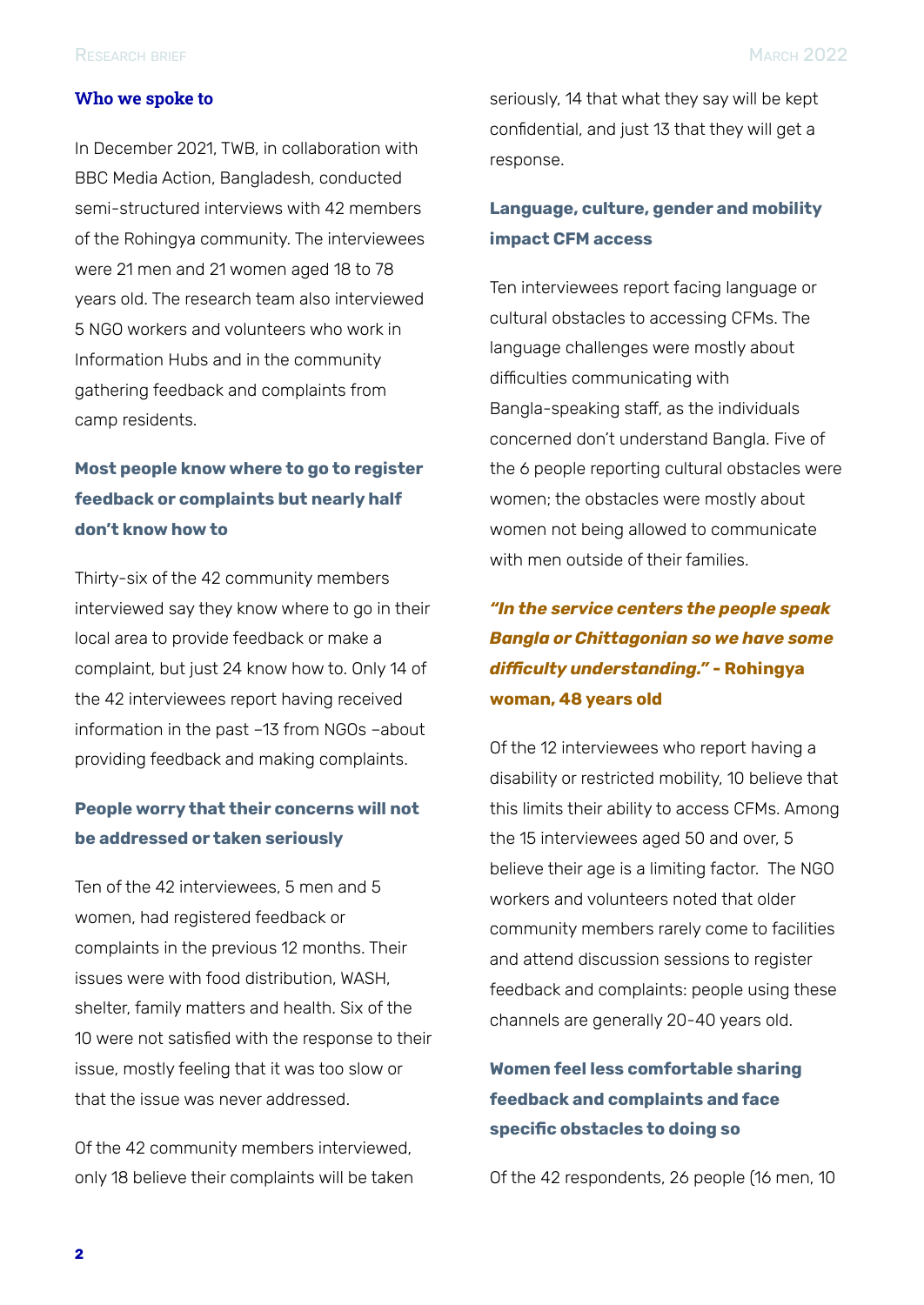## Who we spoke to

In December 2021, TWB, in collaboration with BBC Media Action, Bangladesh, conducted semi-structured interviews with 42 members of the Rohingya community. The interviewees were 21 men and 21 women aged 18 to 78 years old. The research team also interviewed 5 NGO workers and volunteers who work in Information Hubs and in the community gathering feedback and complaints from camp residents.

### Most people know where to go to register feedback or complaints but nearly half don't know how to

Thirty-six of the 42 community members interviewed say they know where to go in their local area to provide feedback or make a complaint, but just 24 know how to. Only 14 of the 42 interviewees report having received information in the past –13 from NGOs –about providing feedback and making complaints.

### People worry that their concerns will not be addressed or taken seriously

Ten of the 42 interviewees, 5 men and 5 women, had registered feedback or complaints in the previous 12 months. Their issues were with food distribution, WASH, shelter, family matters and health. Six of the 10 were not satisfied with the response to their issue, mostly feeling that it was too slow or that the issue was never addressed.

Of the 42 community members interviewed, only 18 believe their complaints will be taken seriously, 14 that what they say will be kept confidential, and just 13 that they will get a response.

### Language, culture, gender and mobility impact CFM access

Ten interviewees report facing language or cultural obstacles to accessing CFMs. The language challenges were mostly about difficulties communicating with Bangla-speaking staff, as the individuals concerned don't understand Bangla. Five of the 6 people reporting cultural obstacles were women; the obstacles were mostly about women not being allowed to communicate with men outside of their families.

***"In the service centers the people speak Bangla or Chittagonian so we have some difficulty understanding."* - Rohingya woman, 48 years old**

Of the 12 interviewees who report having a disability or restricted mobility, 10 believe that this limits their ability to access CFMs. Among the 15 interviewees aged 50 and over, 5 believe their age is a limiting factor. The NGO workers and volunteers noted that older community members rarely come to facilities and attend discussion sessions to register feedback and complaints: people using these channels are generally 20-40 years old.

### Women feel less comfortable sharing feedback and complaints and face specific obstacles to doing so

Of the 42 respondents, 26 people (16 men, 10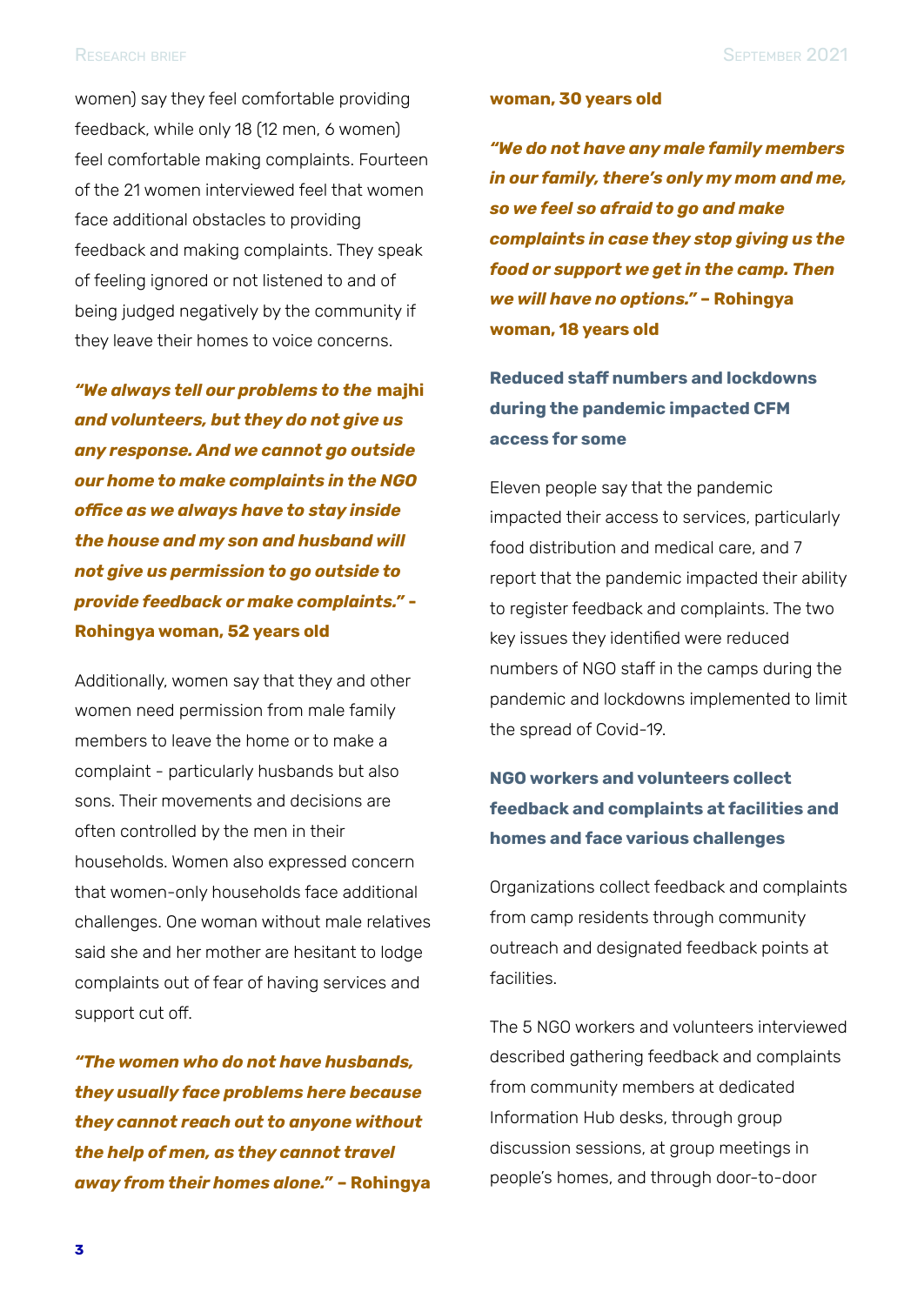women) say they feel comfortable providing feedback, while only 18 (12 men, 6 women) feel comfortable making complaints. Fourteen of the 21 women interviewed feel that women face additional obstacles to providing feedback and making complaints. They speak of feeling ignored or not listened to and of being judged negatively by the community if they leave their homes to voice concerns.

***"We always tell our problems to the majhi and volunteers, but they do not give us any response. And we cannot go outside our home to make complaints in the NGO office as we always have to stay inside the house and my son and husband will not give us permission to go outside to provide feedback or make complaints." -* Rohingya woman, 52 years old**

Additionally, women say that they and other women need permission from male family members to leave the home or to make a complaint - particularly husbands but also sons. Their movements and decisions are often controlled by the men in their households. Women also expressed concern that women-only households face additional challenges. One woman without male relatives said she and her mother are hesitant to lodge complaints out of fear of having services and support cut off.

***"The women who do not have husbands, they usually face problems here because they cannot reach out to anyone without the help of men, as they cannot travel away from their homes alone." –* Rohingya woman, 30 years old**

***"We do not have any male family members in our family, there's only my mom and me, so we feel so afraid to go and make complaints in case they stop giving us the food or support we get in the camp. Then we will have no options." –* Rohingya woman, 18 years old**

### Reduced staff numbers and lockdowns during the pandemic impacted CFM access for some

Eleven people say that the pandemic impacted their access to services, particularly food distribution and medical care, and 7 report that the pandemic impacted their ability to register feedback and complaints. The two key issues they identified were reduced numbers of NGO staff in the camps during the pandemic and lockdowns implemented to limit the spread of Covid-19.

### NGO workers and volunteers collect feedback and complaints at facilities and homes and face various challenges

Organizations collect feedback and complaints from camp residents through community outreach and designated feedback points at facilities.

The 5 NGO workers and volunteers interviewed described gathering feedback and complaints from community members at dedicated Information Hub desks, through group discussion sessions, at group meetings in people's homes, and through door-to-door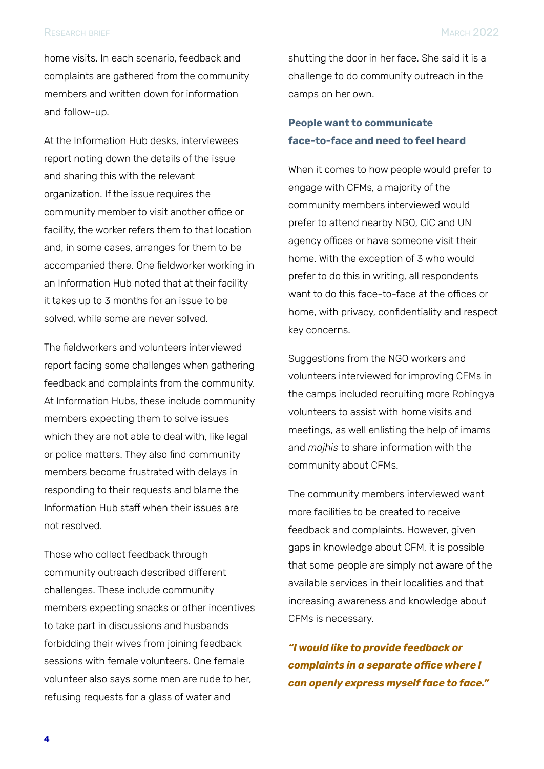home visits. In each scenario, feedback and complaints are gathered from the community members and written down for information and follow-up.

At the Information Hub desks, interviewees report noting down the details of the issue and sharing this with the relevant organization. If the issue requires the community member to visit another office or facility, the worker refers them to that location and, in some cases, arranges for them to be accompanied there. One fieldworker working in an Information Hub noted that at their facility it takes up to 3 months for an issue to be solved, while some are never solved.

The fieldworkers and volunteers interviewed report facing some challenges when gathering feedback and complaints from the community. At Information Hubs, these include community members expecting them to solve issues which they are not able to deal with, like legal or police matters. They also find community members become frustrated with delays in responding to their requests and blame the Information Hub staff when their issues are not resolved.

Those who collect feedback through community outreach described different challenges. These include community members expecting snacks or other incentives to take part in discussions and husbands forbidding their wives from joining feedback sessions with female volunteers. One female volunteer also says some men are rude to her, refusing requests for a glass of water and shutting the door in her face. She said it is a challenge to do community outreach in the camps on her own.

### People want to communicate face-to-face and need to feel heard

When it comes to how people would prefer to engage with CFMs, a majority of the community members interviewed would prefer to attend nearby NGO, CiC and UN agency offices or have someone visit their home. With the exception of 3 who would prefer to do this in writing, all respondents want to do this face-to-face at the offices or home, with privacy, confidentiality and respect key concerns.

Suggestions from the NGO workers and volunteers interviewed for improving CFMs in the camps included recruiting more Rohingya volunteers to assist with home visits and meetings, as well enlisting the help of imams and *majhis* to share information with the community about CFMs.

The community members interviewed want more facilities to be created to receive feedback and complaints. However, given gaps in knowledge about CFM, it is possible that some people are simply not aware of the available services in their localities and that increasing awareness and knowledge about CFMs is necessary.

***"I would like to provide feedback or complaints in a separate office where I can openly express myself face to face."***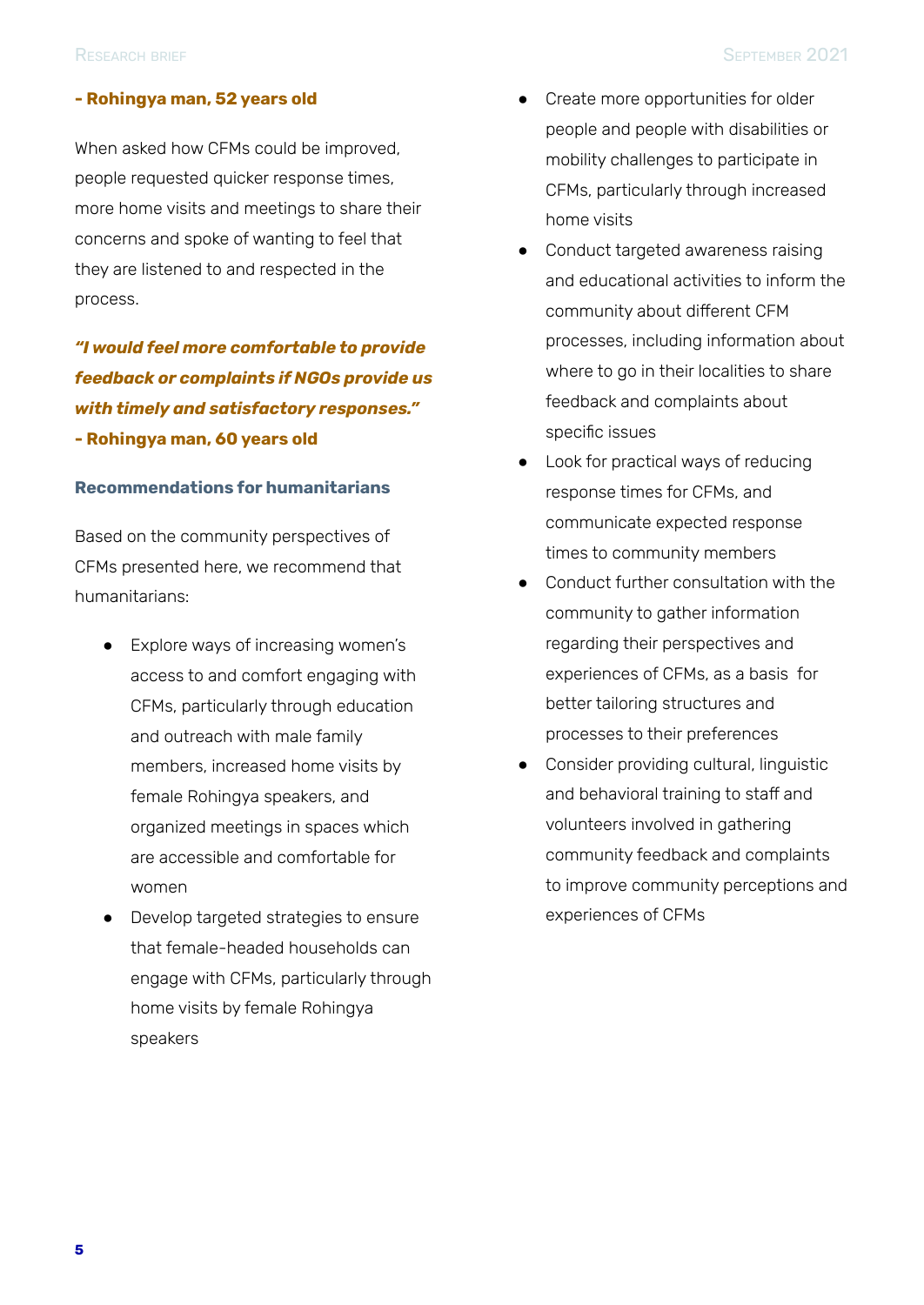**- Rohingya man, 52 years old**

When asked how CFMs could be improved, people requested quicker response times, more home visits and meetings to share their concerns and spoke of wanting to feel that they are listened to and respected in the process.

***"I would feel more comfortable to provide feedback or complaints if NGOs provide us with timely and satisfactory responses."***
**- Rohingya man, 60 years old**

**Recommendations for humanitarians**

Based on the community perspectives of CFMs presented here, we recommend that humanitarians:

- Explore ways of increasing women's access to and comfort engaging with CFMs, particularly through education and outreach with male family members, increased home visits by female Rohingya speakers, and organized meetings in spaces which are accessible and comfortable for women
- Develop targeted strategies to ensure that female-headed households can engage with CFMs, particularly through home visits by female Rohingya speakers
- Create more opportunities for older people and people with disabilities or mobility challenges to participate in CFMs, particularly through increased home visits
- Conduct targeted awareness raising and educational activities to inform the community about different CFM processes, including information about where to go in their localities to share feedback and complaints about specific issues
- Look for practical ways of reducing response times for CFMs, and communicate expected response times to community members
- Conduct further consultation with the community to gather information regarding their perspectives and experiences of CFMs, as a basis for better tailoring structures and processes to their preferences
- Consider providing cultural, linguistic and behavioral training to staff and volunteers involved in gathering community feedback and complaints to improve community perceptions and experiences of CFMs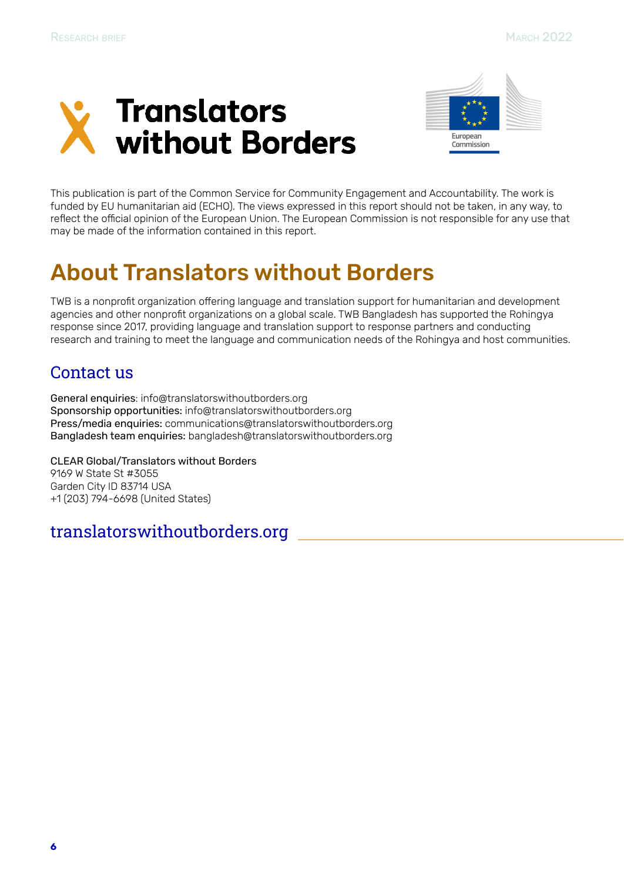This publication is part of the Common Service for Community Engagement and Accountability. The work is funded by EU humanitarian aid (ECHO). The views expressed in this report should not be taken, in any way, to reflect the official opinion of the European Union. The European Commission is not responsible for any use that may be made of the information contained in this report.

## About Translators without Borders

TWB is a nonprofit organization offering language and translation support for humanitarian and development agencies and other nonprofit organizations on a global scale. TWB Bangladesh has supported the Rohingya response since 2017, providing language and translation support to response partners and conducting research and training to meet the language and communication needs of the Rohingya and host communities.

### Contact us

General enquiries: info@translatorswithoutborders.org
Sponsorship opportunities: info@translatorswithoutborders.org
Press/media enquiries: communications@translatorswithoutborders.org
Bangladesh team enquiries: bangladesh@translatorswithoutborders.org

CLEAR Global/Translators without Borders
9169 W State St #3055
Garden City ID 83714 USA
+1 (203) 794-6698 (United States)

translatorswithoutborders.org